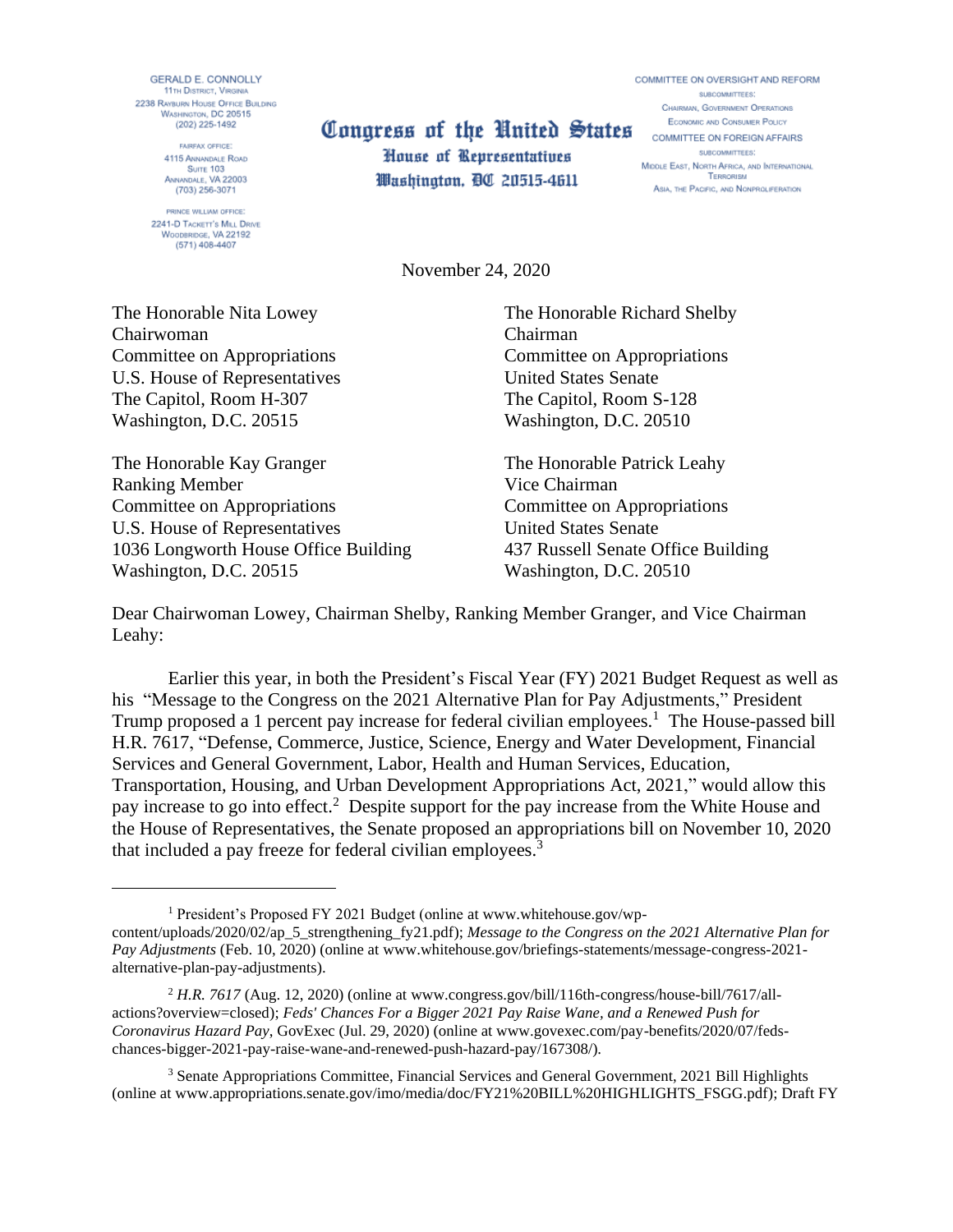GERALD E. CONNOLLY
11TH DISTRICT, VIRGINIA
2238 RAYBURN HOUSE OFFICE BUILDING
WASHINGTON, DC 20515
(202) 225-1492

FAIRFAX OFFICE:
4115 ANNANDALE ROAD
SUITE 103
ANNANDALE, VA 22003
(703) 256-3071

PRINCE WILLIAM OFFICE:
2241-D TACKETT'S MILL DRIVE
WOODBRIDGE, VA 22192
(571) 408-4407

**Congress of the United States**
**House of Representatives**
**Washington, DC 20515-4611**

COMMITTEE ON OVERSIGHT AND REFORM
SUBCOMMITTEES:
CHAIRMAN, GOVERNMENT OPERATIONS
ECONOMIC AND CONSUMER POLICY
COMMITTEE ON FOREIGN AFFAIRS
SUBCOMMITTEES:
MIDDLE EAST, NORTH AFRICA, AND INTERNATIONAL TERRORISM
ASIA, THE PACIFIC, AND NONPROLIFERATION

November 24, 2020

The Honorable Nita Lowey
Chairwoman
Committee on Appropriations
U.S. House of Representatives
The Capitol, Room H-307
Washington, D.C. 20515

The Honorable Richard Shelby
Chairman
Committee on Appropriations
United States Senate
The Capitol, Room S-128
Washington, D.C. 20510

The Honorable Kay Granger
Ranking Member
Committee on Appropriations
U.S. House of Representatives
1036 Longworth House Office Building
Washington, D.C. 20515

The Honorable Patrick Leahy
Vice Chairman
Committee on Appropriations
United States Senate
437 Russell Senate Office Building
Washington, D.C. 20510

Dear Chairwoman Lowey, Chairman Shelby, Ranking Member Granger, and Vice Chairman Leahy:

Earlier this year, in both the President's Fiscal Year (FY) 2021 Budget Request as well as his "Message to the Congress on the 2021 Alternative Plan for Pay Adjustments," President Trump proposed a 1 percent pay increase for federal civilian employees.[1] The House-passed bill H.R. 7617, "Defense, Commerce, Justice, Science, Energy and Water Development, Financial Services and General Government, Labor, Health and Human Services, Education, Transportation, Housing, and Urban Development Appropriations Act, 2021," would allow this pay increase to go into effect.[2] Despite support for the pay increase from the White House and the House of Representatives, the Senate proposed an appropriations bill on November 10, 2020 that included a pay freeze for federal civilian employees.[3]

---

[1] President's Proposed FY 2021 Budget (online at www.whitehouse.gov/wp-content/uploads/2020/02/ap_5_strengthening_fy21.pdf); *Message to the Congress on the 2021 Alternative Plan for Pay Adjustments* (Feb. 10, 2020) (online at www.whitehouse.gov/briefings-statements/message-congress-2021-alternative-plan-pay-adjustments).

[2] *H.R. 7617* (Aug. 12, 2020) (online at www.congress.gov/bill/116th-congress/house-bill/7617/all-actions?overview=closed); *Feds' Chances For a Bigger 2021 Pay Raise Wane, and a Renewed Push for Coronavirus Hazard Pay*, GovExec (Jul. 29, 2020) (online at www.govexec.com/pay-benefits/2020/07/feds-chances-bigger-2021-pay-raise-wane-and-renewed-push-hazard-pay/167308/).

[3] Senate Appropriations Committee, Financial Services and General Government, 2021 Bill Highlights (online at www.appropriations.senate.gov/imo/media/doc/FY21%20BILL%20HIGHLIGHTS_FSGG.pdf); Draft FY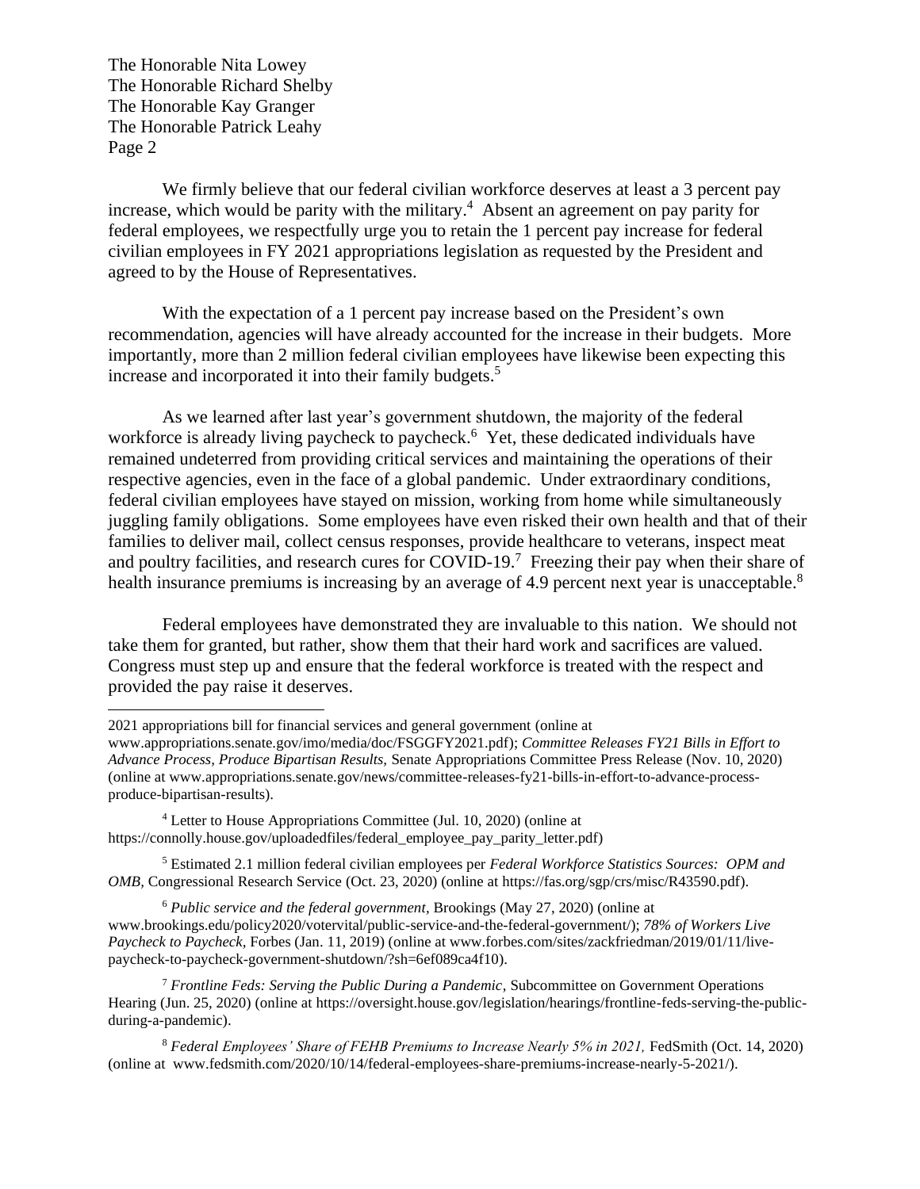The Honorable Nita Lowey
The Honorable Richard Shelby
The Honorable Kay Granger
The Honorable Patrick Leahy
Page 2

We firmly believe that our federal civilian workforce deserves at least a 3 percent pay increase, which would be parity with the military.[4] Absent an agreement on pay parity for federal employees, we respectfully urge you to retain the 1 percent pay increase for federal civilian employees in FY 2021 appropriations legislation as requested by the President and agreed to by the House of Representatives.

With the expectation of a 1 percent pay increase based on the President's own recommendation, agencies will have already accounted for the increase in their budgets. More importantly, more than 2 million federal civilian employees have likewise been expecting this increase and incorporated it into their family budgets.[5]

As we learned after last year's government shutdown, the majority of the federal workforce is already living paycheck to paycheck.[6] Yet, these dedicated individuals have remained undeterred from providing critical services and maintaining the operations of their respective agencies, even in the face of a global pandemic. Under extraordinary conditions, federal civilian employees have stayed on mission, working from home while simultaneously juggling family obligations. Some employees have even risked their own health and that of their families to deliver mail, collect census responses, provide healthcare to veterans, inspect meat and poultry facilities, and research cures for COVID-19.[7] Freezing their pay when their share of health insurance premiums is increasing by an average of 4.9 percent next year is unacceptable.[8]

Federal employees have demonstrated they are invaluable to this nation. We should not take them for granted, but rather, show them that their hard work and sacrifices are valued. Congress must step up and ensure that the federal workforce is treated with the respect and provided the pay raise it deserves.

---

2021 appropriations bill for financial services and general government (online at www.appropriations.senate.gov/imo/media/doc/FSGGFY2021.pdf); *Committee Releases FY21 Bills in Effort to Advance Process, Produce Bipartisan Results,* Senate Appropriations Committee Press Release (Nov. 10, 2020) (online at www.appropriations.senate.gov/news/committee-releases-fy21-bills-in-effort-to-advance-process-produce-bipartisan-results).

[4] Letter to House Appropriations Committee (Jul. 10, 2020) (online at https://connolly.house.gov/uploadedfiles/federal_employee_pay_parity_letter.pdf)

[5] Estimated 2.1 million federal civilian employees per *Federal Workforce Statistics Sources: OPM and OMB,* Congressional Research Service (Oct. 23, 2020) (online at https://fas.org/sgp/crs/misc/R43590.pdf).

[6] *Public service and the federal government,* Brookings (May 27, 2020) (online at www.brookings.edu/policy2020/votervital/public-service-and-the-federal-government/); *78% of Workers Live Paycheck to Paycheck,* Forbes (Jan. 11, 2019) (online at www.forbes.com/sites/zackfriedman/2019/01/11/live-paycheck-to-paycheck-government-shutdown/?sh=6ef089ca4f10).

[7] *Frontline Feds: Serving the Public During a Pandemic,* Subcommittee on Government Operations Hearing (Jun. 25, 2020) (online at https://oversight.house.gov/legislation/hearings/frontline-feds-serving-the-public-during-a-pandemic).

[8] *Federal Employees' Share of FEHB Premiums to Increase Nearly 5% in 2021,* FedSmith (Oct. 14, 2020) (online at www.fedsmith.com/2020/10/14/federal-employees-share-premiums-increase-nearly-5-2021/).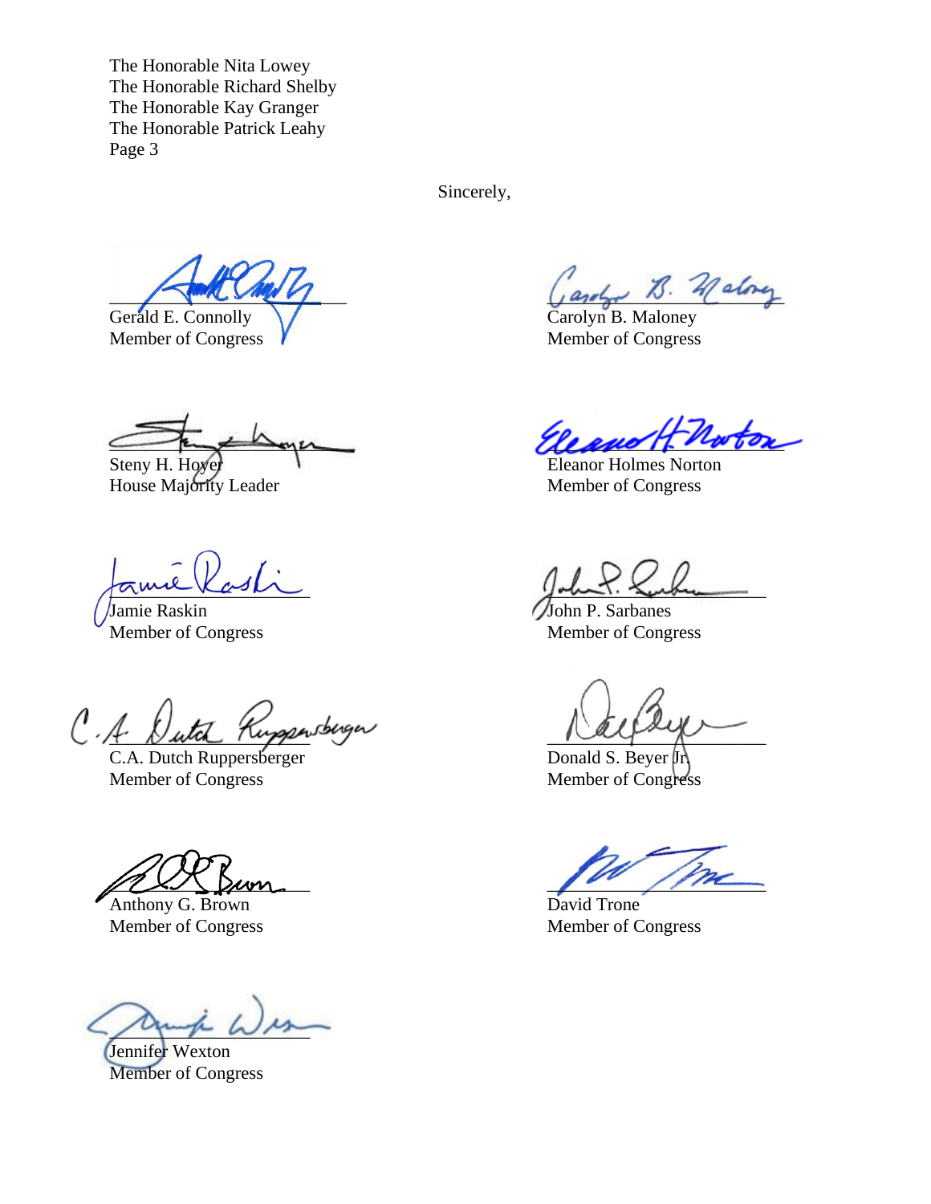The Honorable Nita Lowey
The Honorable Richard Shelby
The Honorable Kay Granger
The Honorable Patrick Leahy

Sincerely,

Gerald E. Connolly
Member of Congress

Carolyn B. Maloney
Member of Congress

Steny H. Hoyer
House Majority Leader

Eleanor Holmes Norton
Member of Congress

Jamie Raskin
Member of Congress

John P. Sarbanes
Member of Congress

C.A. Dutch Ruppersberger
Member of Congress

Donald S. Beyer Jr.
Member of Congress

Anthony G. Brown
Member of Congress

David Trone
Member of Congress

Jennifer Wexton
Member of Congress